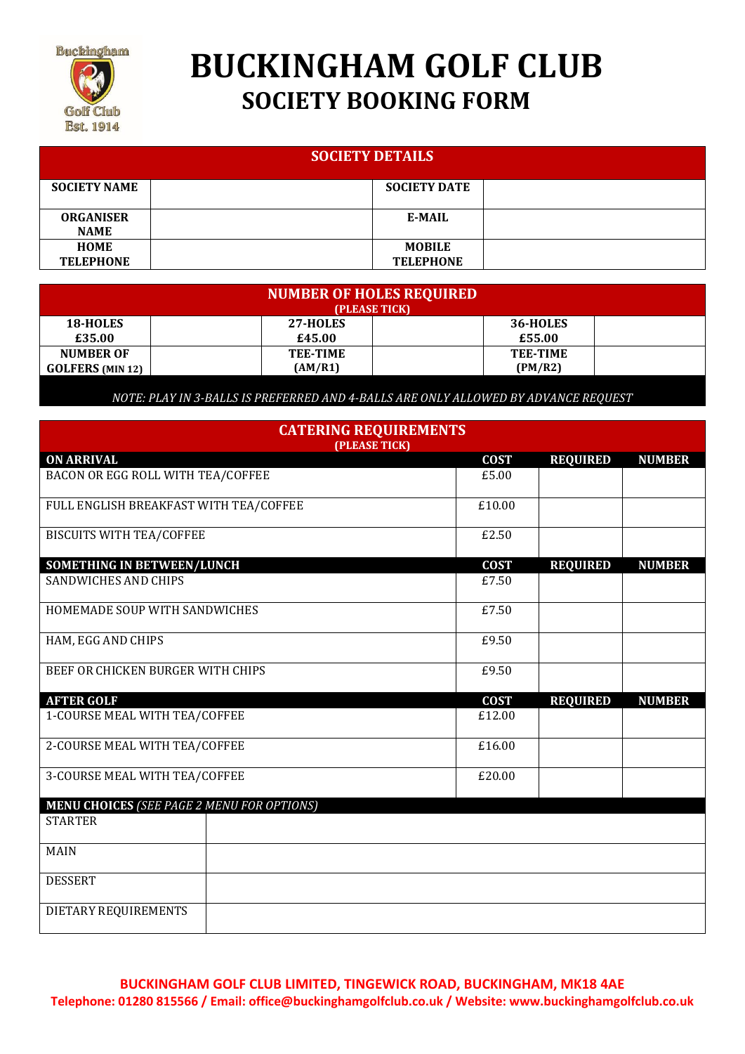# BUCKINGHAM GOLF CLUB

## SOCIETY BOOKING FORM

| SOCIETY DETAILS | | | |
|---|---|---|---|
| **SOCIETY NAME** | | **SOCIETY DATE** | |
| **ORGANISER NAME** | | **E-MAIL** | |
| **HOME TELEPHONE** | | **MOBILE TELEPHONE** | |

| NUMBER OF HOLES REQUIRED (PLEASE TICK) | | | | | |
|---|---|---|---|---|---|
| **18-HOLES £35.00** | | **27-HOLES £45.00** | | **36-HOLES £55.00** | |
| **NUMBER OF GOLFERS (MIN 12)** | | **TEE-TIME (AM/R1)** | | **TEE-TIME (PM/R2)** | |

*NOTE: PLAY IN 3-BALLS IS PREFERRED AND 4-BALLS ARE ONLY ALLOWED BY ADVANCE REQUEST*

| CATERING REQUIREMENTS (PLEASE TICK) | | | |
|---|---|---|---|
| **ON ARRIVAL** | **COST** | **REQUIRED** | **NUMBER** |
| BACON OR EGG ROLL WITH TEA/COFFEE | £5.00 | | |
| FULL ENGLISH BREAKFAST WITH TEA/COFFEE | £10.00 | | |
| BISCUITS WITH TEA/COFFEE | £2.50 | | |
| **SOMETHING IN BETWEEN/LUNCH** | **COST** | **REQUIRED** | **NUMBER** |
| SANDWICHES AND CHIPS | £7.50 | | |
| HOMEMADE SOUP WITH SANDWICHES | £7.50 | | |
| HAM, EGG AND CHIPS | £9.50 | | |
| BEEF OR CHICKEN BURGER WITH CHIPS | £9.50 | | |
| **AFTER GOLF** | **COST** | **REQUIRED** | **NUMBER** |
| 1-COURSE MEAL WITH TEA/COFFEE | £12.00 | | |
| 2-COURSE MEAL WITH TEA/COFFEE | £16.00 | | |
| 3-COURSE MEAL WITH TEA/COFFEE | £20.00 | | |

| **MENU CHOICES** *(SEE PAGE 2 MENU FOR OPTIONS)* | |
|---|---|
| STARTER | |
| MAIN | |
| DESSERT | |
| DIETARY REQUIREMENTS | |

**BUCKINGHAM GOLF CLUB LIMITED, TINGEWICK ROAD, BUCKINGHAM, MK18 4AE**
**Telephone: 01280 815566 / Email: office@buckinghamgolfclub.co.uk / Website: www.buckinghamgolfclub.co.uk**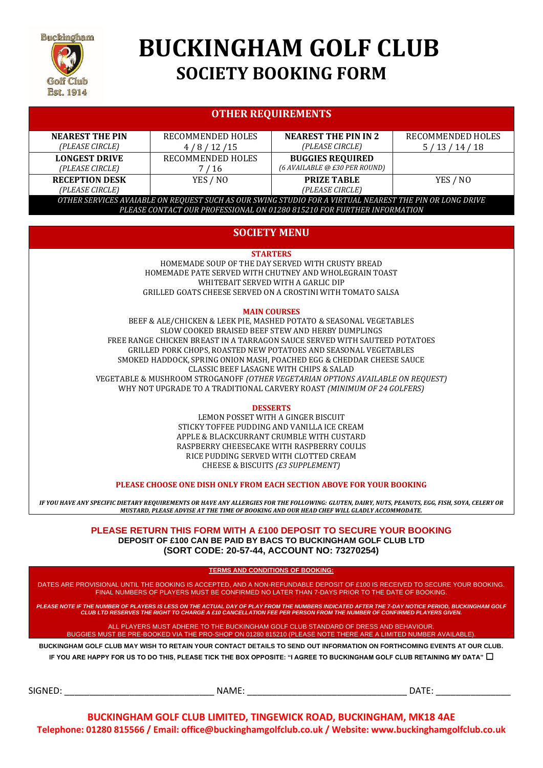# BUCKINGHAM GOLF CLUB

## SOCIETY BOOKING FORM

## OTHER REQUIREMENTS

| | | | |
|---|---|---|---|
| **NEAREST THE PIN** *(PLEASE CIRCLE)* | RECOMMENDED HOLES 4 / 8 / 12 /15 | **NEAREST THE PIN IN 2** *(PLEASE CIRCLE)* | RECOMMENDED HOLES 5 / 13 / 14 / 18 |
| **LONGEST DRIVE** *(PLEASE CIRCLE)* | RECOMMENDED HOLES 7 / 16 | **BUGGIES REQUIRED** *(6 AVAILABLE @ £30 PER ROUND)* | |
| **RECEPTION DESK** *(PLEASE CIRCLE)* | YES / NO | **PRIZE TABLE** *(PLEASE CIRCLE)* | YES / NO |

*OTHER SERVICES AVAIABLE ON REQUEST SUCH AS OUR SWING STUDIO FOR A VIRTUAL NEAREST THE PIN OR LONG DRIVE*
*PLEASE CONTACT OUR PROFESSIONAL ON 01280 815210 FOR FURTHER INFORMATION*

## SOCIETY MENU

**STARTERS**

HOMEMADE SOUP OF THE DAY SERVED WITH CRUSTY BREAD
HOMEMADE PATE SERVED WITH CHUTNEY AND WHOLEGRAIN TOAST
WHITEBAIT SERVED WITH A GARLIC DIP
GRILLED GOATS CHEESE SERVED ON A CROSTINI WITH TOMATO SALSA

**MAIN COURSES**

BEEF & ALE/CHICKEN & LEEK PIE, MASHED POTATO & SEASONAL VEGETABLES
SLOW COOKED BRAISED BEEF STEW AND HERBY DUMPLINGS
FREE RANGE CHICKEN BREAST IN A TARRAGON SAUCE SERVED WITH SAUTEED POTATOES
GRILLED PORK CHOPS, ROASTED NEW POTATOES AND SEASONAL VEGETABLES
SMOKED HADDOCK, SPRING ONION MASH, POACHED EGG & CHEDDAR CHEESE SAUCE
CLASSIC BEEF LASAGNE WITH CHIPS & SALAD
VEGETABLE & MUSHROOM STROGANOFF *(OTHER VEGETARIAN OPTIONS AVAILABLE ON REQUEST)*
WHY NOT UPGRADE TO A TRADITIONAL CARVERY ROAST *(MINIMUM OF 24 GOLFERS)*

**DESSERTS**

LEMON POSSET WITH A GINGER BISCUIT
STICKY TOFFEE PUDDING AND VANILLA ICE CREAM
APPLE & BLACKCURRANT CRUMBLE WITH CUSTARD
RASPBERRY CHEESECAKE WITH RASPBERRY COULIS
RICE PUDDING SERVED WITH CLOTTED CREAM
CHEESE & BISCUITS *(£3 SUPPLEMENT)*

**PLEASE CHOOSE ONE DISH ONLY FROM EACH SECTION ABOVE FOR YOUR BOOKING**

***IF YOU HAVE ANY SPECIFIC DIETARY REQUIREMENTS OR HAVE ANY ALLERGIES FOR THE FOLLOWING: GLUTEN, DAIRY, NUTS, PEANUTS, EGG, FISH, SOYA, CELERY OR MUSTARD, PLEASE ADVISE AT THE TIME OF BOOKING AND OUR HEAD CHEF WILL GLADLY ACCOMMODATE.***

**PLEASE RETURN THIS FORM WITH A £100 DEPOSIT TO SECURE YOUR BOOKING**
**DEPOSIT OF £100 CAN BE PAID BY BACS TO BUCKINGHAM GOLF CLUB LTD**
**(SORT CODE: 20-57-44, ACCOUNT NO: 73270254)**

**TERMS AND CONDITIONS OF BOOKING:**

DATES ARE PROVISIONAL UNTIL THE BOOKING IS ACCEPTED, AND A NON-REFUNDABLE DEPOSIT OF £100 IS RECEIVED TO SECURE YOUR BOOKING. FINAL NUMBERS OF PLAYERS MUST BE CONFIRMED NO LATER THAN 7-DAYS PRIOR TO THE DATE OF BOOKING.

***PLEASE NOTE IF THE NUMBER OF PLAYERS IS LESS ON THE ACTUAL DAY OF PLAY FROM THE NUMBERS INDICATED AFTER THE 7-DAY NOTICE PERIOD, BUCKINGHAM GOLF CLUB LTD RESERVES THE RIGHT TO CHARGE A £10 CANCELLATION FEE PER PERSON FROM THE NUMBER OF CONFIRMED PLAYERS GIVEN.***

ALL PLAYERS MUST ADHERE TO THE BUCKINGHAM GOLF CLUB STANDARD OF DRESS AND BEHAVIOUR.
BUGGIES MUST BE PRE-BOOKED VIA THE PRO-SHOP ON 01280 815210 (PLEASE NOTE THERE ARE A LIMITED NUMBER AVAILABLE).

**BUCKINGHAM GOLF CLUB MAY WISH TO RETAIN YOUR CONTACT DETAILS TO SEND OUT INFORMATION ON FORTHCOMING EVENTS AT OUR CLUB.**
**IF YOU ARE HAPPY FOR US TO DO THIS, PLEASE TICK THE BOX OPPOSITE: "I AGREE TO BUCKINGHAM GOLF CLUB RETAINING MY DATA" ☐**

SIGNED: ______________________________ NAME: ________________________________ DATE: _______________

**BUCKINGHAM GOLF CLUB LIMITED, TINGEWICK ROAD, BUCKINGHAM, MK18 4AE**
**Telephone: 01280 815566 / Email: office@buckinghamgolfclub.co.uk / Website: www.buckinghamgolfclub.co.uk**